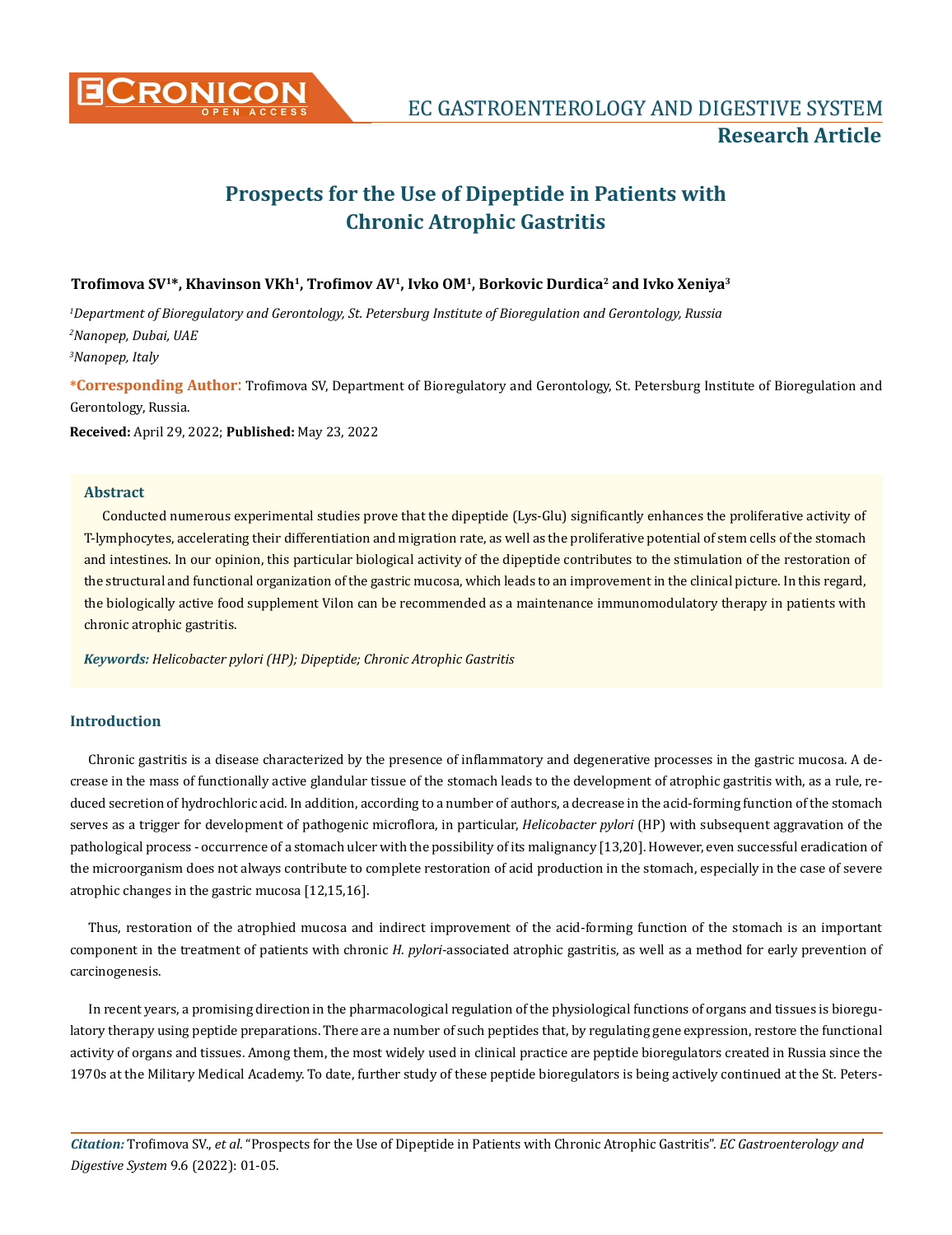**Research Article**

# Prospects for the Use of Dipeptide in Patients with Chronic Atrophic Gastritis

**Trofimova SV[1]*, Khavinson VKh[1], Trofimov AV[1], Ivko OM[1], Borkovic Durdica[2] and Ivko Xeniya[3]**

[1]*Department of Bioregulatory and Gerontology, St. Petersburg Institute of Bioregulation and Gerontology, Russia*

[2]*Nanopep, Dubai, UAE*

[3]*Nanopep, Italy*

**\*Corresponding Author**: Trofimova SV, Department of Bioregulatory and Gerontology, St. Petersburg Institute of Bioregulation and Gerontology, Russia.

**Received:** April 29, 2022; **Published:** May 23, 2022

## Abstract

Conducted numerous experimental studies prove that the dipeptide (Lys-Glu) significantly enhances the proliferative activity of T-lymphocytes, accelerating their differentiation and migration rate, as well as the proliferative potential of stem cells of the stomach and intestines. In our opinion, this particular biological activity of the dipeptide contributes to the stimulation of the restoration of the structural and functional organization of the gastric mucosa, which leads to an improvement in the clinical picture. In this regard, the biologically active food supplement Vilon can be recommended as a maintenance immunomodulatory therapy in patients with chronic atrophic gastritis.

***Keywords:** Helicobacter pylori (HP); Dipeptide; Chronic Atrophic Gastritis*

## Introduction

Chronic gastritis is a disease characterized by the presence of inflammatory and degenerative processes in the gastric mucosa. A decrease in the mass of functionally active glandular tissue of the stomach leads to the development of atrophic gastritis with, as a rule, reduced secretion of hydrochloric acid. In addition, according to a number of authors, a decrease in the acid-forming function of the stomach serves as a trigger for development of pathogenic microflora, in particular, *Helicobacter pylori* (HP) with subsequent aggravation of the pathological process - occurrence of a stomach ulcer with the possibility of its malignancy [13,20]. However, even successful eradication of the microorganism does not always contribute to complete restoration of acid production in the stomach, especially in the case of severe atrophic changes in the gastric mucosa [12,15,16].

Thus, restoration of the atrophied mucosa and indirect improvement of the acid-forming function of the stomach is an important component in the treatment of patients with chronic *H. pylori*-associated atrophic gastritis, as well as a method for early prevention of carcinogenesis.

In recent years, a promising direction in the pharmacological regulation of the physiological functions of organs and tissues is bioregulatory therapy using peptide preparations. There are a number of such peptides that, by regulating gene expression, restore the functional activity of organs and tissues. Among them, the most widely used in clinical practice are peptide bioregulators created in Russia since the 1970s at the Military Medical Academy. To date, further study of these peptide bioregulators is being actively continued at the St. Peters-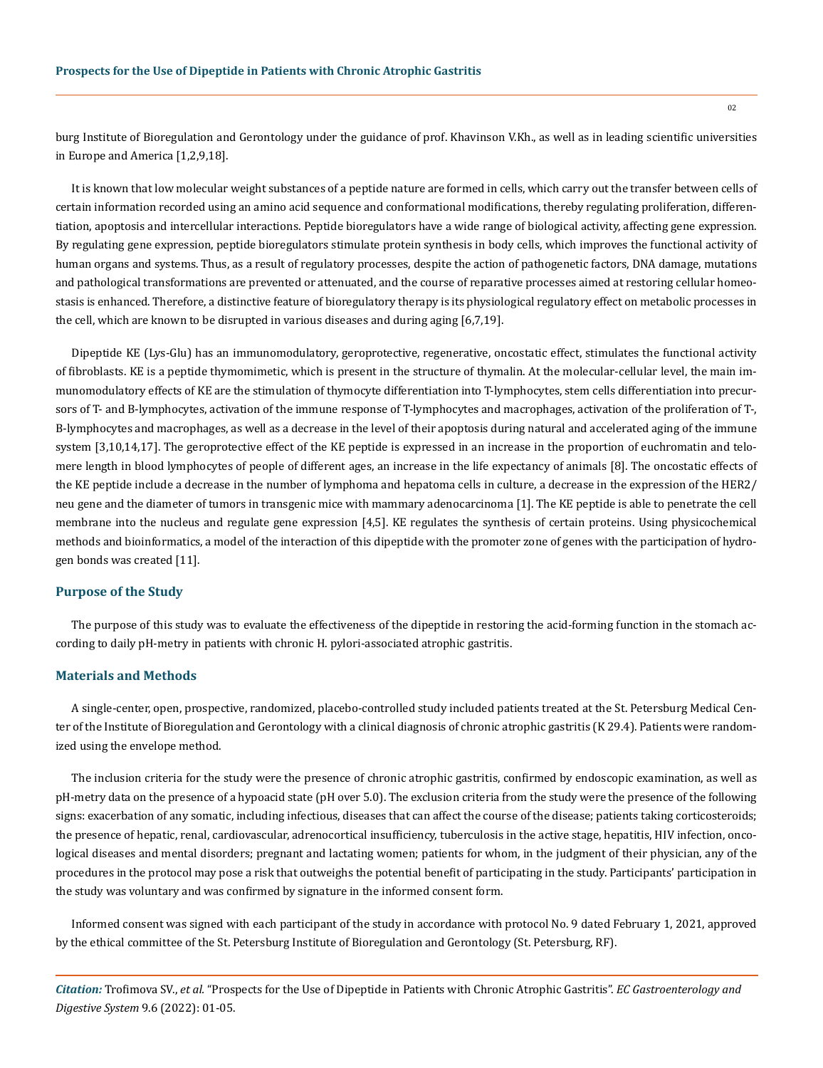burg Institute of Bioregulation and Gerontology under the guidance of prof. Khavinson V.Kh., as well as in leading scientific universities in Europe and America [1,2,9,18].

It is known that low molecular weight substances of a peptide nature are formed in cells, which carry out the transfer between cells of certain information recorded using an amino acid sequence and conformational modifications, thereby regulating proliferation, differentiation, apoptosis and intercellular interactions. Peptide bioregulators have a wide range of biological activity, affecting gene expression. By regulating gene expression, peptide bioregulators stimulate protein synthesis in body cells, which improves the functional activity of human organs and systems. Thus, as a result of regulatory processes, despite the action of pathogenetic factors, DNA damage, mutations and pathological transformations are prevented or attenuated, and the course of reparative processes aimed at restoring cellular homeostasis is enhanced. Therefore, a distinctive feature of bioregulatory therapy is its physiological regulatory effect on metabolic processes in the cell, which are known to be disrupted in various diseases and during aging [6,7,19].

Dipeptide KE (Lys-Glu) has an immunomodulatory, geroprotective, regenerative, oncostatic effect, stimulates the functional activity of fibroblasts. KE is a peptide thymomimetic, which is present in the structure of thymalin. At the molecular-cellular level, the main immunomodulatory effects of KE are the stimulation of thymocyte differentiation into T-lymphocytes, stem cells differentiation into precursors of T- and B-lymphocytes, activation of the immune response of T-lymphocytes and macrophages, activation of the proliferation of T-, B-lymphocytes and macrophages, as well as a decrease in the level of their apoptosis during natural and accelerated aging of the immune system [3,10,14,17]. The geroprotective effect of the KE peptide is expressed in an increase in the proportion of euchromatin and telomere length in blood lymphocytes of people of different ages, an increase in the life expectancy of animals [8]. The oncostatic effects of the KE peptide include a decrease in the number of lymphoma and hepatoma cells in culture, a decrease in the expression of the HER2/neu gene and the diameter of tumors in transgenic mice with mammary adenocarcinoma [1]. The KE peptide is able to penetrate the cell membrane into the nucleus and regulate gene expression [4,5]. KE regulates the synthesis of certain proteins. Using physicochemical methods and bioinformatics, a model of the interaction of this dipeptide with the promoter zone of genes with the participation of hydrogen bonds was created [11].

## Purpose of the Study

The purpose of this study was to evaluate the effectiveness of the dipeptide in restoring the acid-forming function in the stomach according to daily pH-metry in patients with chronic H. pylori-associated atrophic gastritis.

## Materials and Methods

A single-center, open, prospective, randomized, placebo-controlled study included patients treated at the St. Petersburg Medical Center of the Institute of Bioregulation and Gerontology with a clinical diagnosis of chronic atrophic gastritis (K 29.4). Patients were randomized using the envelope method.

The inclusion criteria for the study were the presence of chronic atrophic gastritis, confirmed by endoscopic examination, as well as pH-metry data on the presence of a hypoacid state (pH over 5.0). The exclusion criteria from the study were the presence of the following signs: exacerbation of any somatic, including infectious, diseases that can affect the course of the disease; patients taking corticosteroids; the presence of hepatic, renal, cardiovascular, adrenocortical insufficiency, tuberculosis in the active stage, hepatitis, HIV infection, oncological diseases and mental disorders; pregnant and lactating women; patients for whom, in the judgment of their physician, any of the procedures in the protocol may pose a risk that outweighs the potential benefit of participating in the study. Participants' participation in the study was voluntary and was confirmed by signature in the informed consent form.

Informed consent was signed with each participant of the study in accordance with protocol No. 9 dated February 1, 2021, approved by the ethical committee of the St. Petersburg Institute of Bioregulation and Gerontology (St. Petersburg, RF).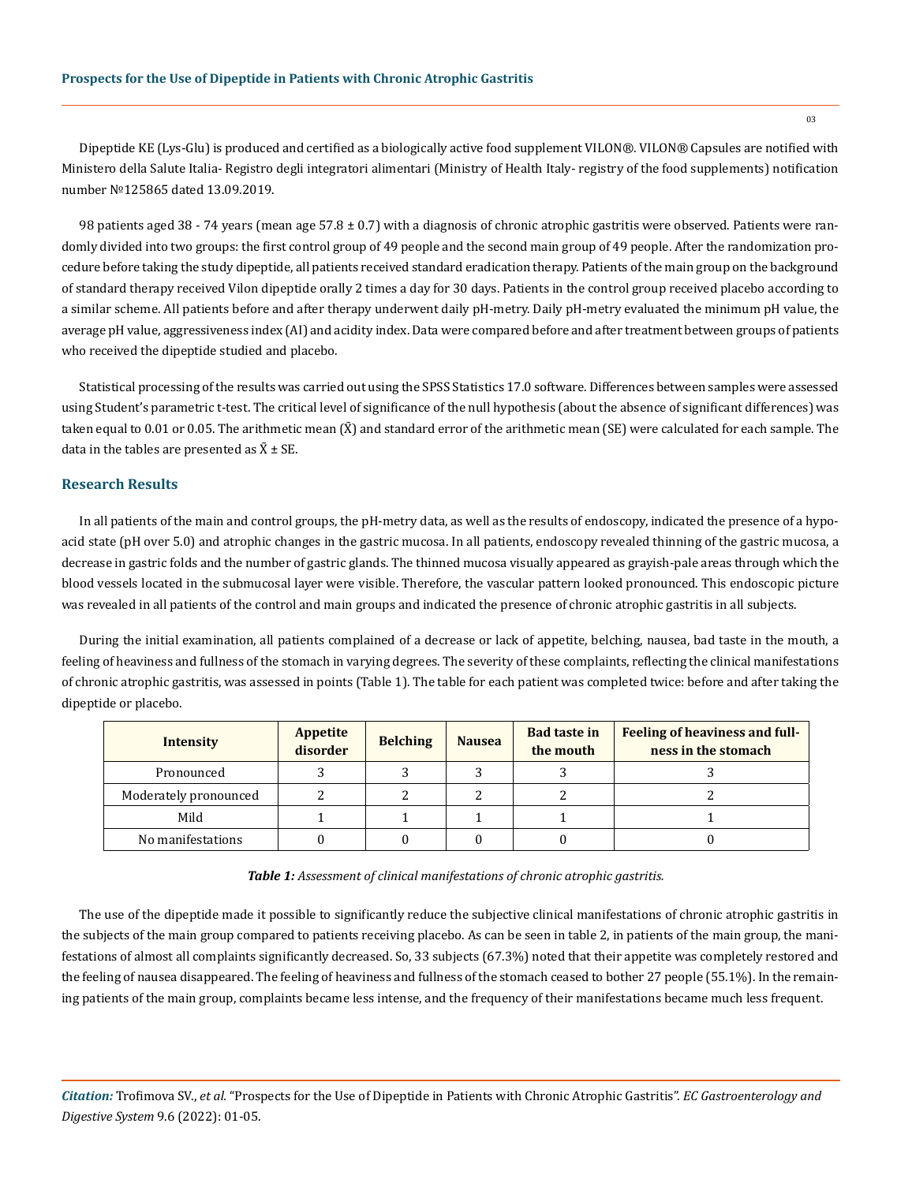Dipeptide KE (Lys-Glu) is produced and certified as a biologically active food supplement VILON®. VILON® Capsules are notified with Ministero della Salute Italia- Registro degli integratori alimentari (Ministry of Health Italy- registry of the food supplements) notification number №125865 dated 13.09.2019.

98 patients aged 38 - 74 years (mean age 57.8 ± 0.7) with a diagnosis of chronic atrophic gastritis were observed. Patients were randomly divided into two groups: the first control group of 49 people and the second main group of 49 people. After the randomization procedure before taking the study dipeptide, all patients received standard eradication therapy. Patients of the main group on the background of standard therapy received Vilon dipeptide orally 2 times a day for 30 days. Patients in the control group received placebo according to a similar scheme. All patients before and after therapy underwent daily pH-metry. Daily pH-metry evaluated the minimum pH value, the average pH value, aggressiveness index (AI) and acidity index. Data were compared before and after treatment between groups of patients who received the dipeptide studied and placebo.

Statistical processing of the results was carried out using the SPSS Statistics 17.0 software. Differences between samples were assessed using Student's parametric t-test. The critical level of significance of the null hypothesis (about the absence of significant differences) was taken equal to 0.01 or 0.05. The arithmetic mean ($\bar{X}$) and standard error of the arithmetic mean (SE) were calculated for each sample. The data in the tables are presented as $\bar{X}$ ± SE.

## Research Results

In all patients of the main and control groups, the pH-metry data, as well as the results of endoscopy, indicated the presence of a hypoacid state (pH over 5.0) and atrophic changes in the gastric mucosa. In all patients, endoscopy revealed thinning of the gastric mucosa, a decrease in gastric folds and the number of gastric glands. The thinned mucosa visually appeared as grayish-pale areas through which the blood vessels located in the submucosal layer were visible. Therefore, the vascular pattern looked pronounced. This endoscopic picture was revealed in all patients of the control and main groups and indicated the presence of chronic atrophic gastritis in all subjects.

During the initial examination, all patients complained of a decrease or lack of appetite, belching, nausea, bad taste in the mouth, a feeling of heaviness and fullness of the stomach in varying degrees. The severity of these complaints, reflecting the clinical manifestations of chronic atrophic gastritis, was assessed in points (Table 1). The table for each patient was completed twice: before and after taking the dipeptide or placebo.

| Intensity | Appetite disorder | Belching | Nausea | Bad taste in the mouth | Feeling of heaviness and fullness in the stomach |
|---|---|---|---|---|---|
| Pronounced | 3 | 3 | 3 | 3 | 3 |
| Moderately pronounced | 2 | 2 | 2 | 2 | 2 |
| Mild | 1 | 1 | 1 | 1 | 1 |
| No manifestations | 0 | 0 | 0 | 0 | 0 |

***Table 1:*** *Assessment of clinical manifestations of chronic atrophic gastritis.*

The use of the dipeptide made it possible to significantly reduce the subjective clinical manifestations of chronic atrophic gastritis in the subjects of the main group compared to patients receiving placebo. As can be seen in table 2, in patients of the main group, the manifestations of almost all complaints significantly decreased. So, 33 subjects (67.3%) noted that their appetite was completely restored and the feeling of nausea disappeared. The feeling of heaviness and fullness of the stomach ceased to bother 27 people (55.1%). In the remaining patients of the main group, complaints became less intense, and the frequency of their manifestations became much less frequent.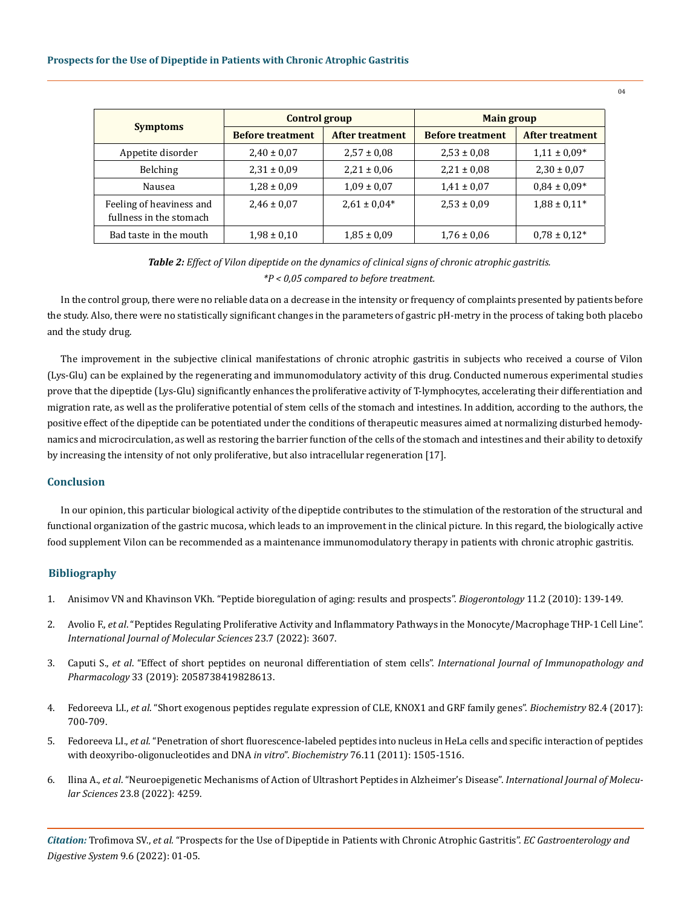| Symptoms | Control group | | Main group | |
|---|---|---|---|---|
| | Before treatment | After treatment | Before treatment | After treatment |
| Appetite disorder | 2,40 ± 0,07 | 2,57 ± 0,08 | 2,53 ± 0,08 | 1,11 ± 0,09* |
| Belching | 2,31 ± 0,09 | 2,21 ± 0,06 | 2,21 ± 0,08 | 2,30 ± 0,07 |
| Nausea | 1,28 ± 0,09 | 1,09 ± 0,07 | 1,41 ± 0,07 | 0,84 ± 0,09* |
| Feeling of heaviness and fullness in the stomach | 2,46 ± 0,07 | 2,61 ± 0,04* | 2,53 ± 0,09 | 1,88 ± 0,11* |
| Bad taste in the mouth | 1,98 ± 0,10 | 1,85 ± 0,09 | 1,76 ± 0,06 | 0,78 ± 0,12* |

***Table 2:*** *Effect of Vilon dipeptide on the dynamics of clinical signs of chronic atrophic gastritis.*
*\*P < 0,05 compared to before treatment.*

In the control group, there were no reliable data on a decrease in the intensity or frequency of complaints presented by patients before the study. Also, there were no statistically significant changes in the parameters of gastric pH-metry in the process of taking both placebo and the study drug.

The improvement in the subjective clinical manifestations of chronic atrophic gastritis in subjects who received a course of Vilon (Lys-Glu) can be explained by the regenerating and immunomodulatory activity of this drug. Conducted numerous experimental studies prove that the dipeptide (Lys-Glu) significantly enhances the proliferative activity of T-lymphocytes, accelerating their differentiation and migration rate, as well as the proliferative potential of stem cells of the stomach and intestines. In addition, according to the authors, the positive effect of the dipeptide can be potentiated under the conditions of therapeutic measures aimed at normalizing disturbed hemodynamics and microcirculation, as well as restoring the barrier function of the cells of the stomach and intestines and their ability to detoxify by increasing the intensity of not only proliferative, but also intracellular regeneration [17].

## Conclusion

In our opinion, this particular biological activity of the dipeptide contributes to the stimulation of the restoration of the structural and functional organization of the gastric mucosa, which leads to an improvement in the clinical picture. In this regard, the biologically active food supplement Vilon can be recommended as a maintenance immunomodulatory therapy in patients with chronic atrophic gastritis.

## Bibliography

1. Anisimov VN and Khavinson VKh. "Peptide bioregulation of aging: results and prospects". *Biogerontology* 11.2 (2010): 139-149.
2. Avolio F., *et al*. "Peptides Regulating Proliferative Activity and Inflammatory Pathways in the Monocyte/Macrophage THP-1 Cell Line". *International Journal of Molecular Sciences* 23.7 (2022): 3607.
3. Caputi S., *et al*. "Effect of short peptides on neuronal differentiation of stem cells". *International Journal of Immunopathology and Pharmacology* 33 (2019): 2058738419828613.
4. Fedoreeva LI., *et al*. "Short exogenous peptides regulate expression of CLE, KNOX1 and GRF family genes". *Biochemistry* 82.4 (2017): 700-709.
5. Fedoreeva LI., *et al*. "Penetration of short fluorescence-labeled peptides into nucleus in HeLa cells and specific interaction of peptides with deoxyribo-oligonucleotides and DNA *in vitro*". *Biochemistry* 76.11 (2011): 1505-1516.
6. Ilina A., *et al*. "Neuroepigenetic Mechanisms of Action of Ultrashort Peptides in Alzheimer's Disease". *International Journal of Molecular Sciences* 23.8 (2022): 4259.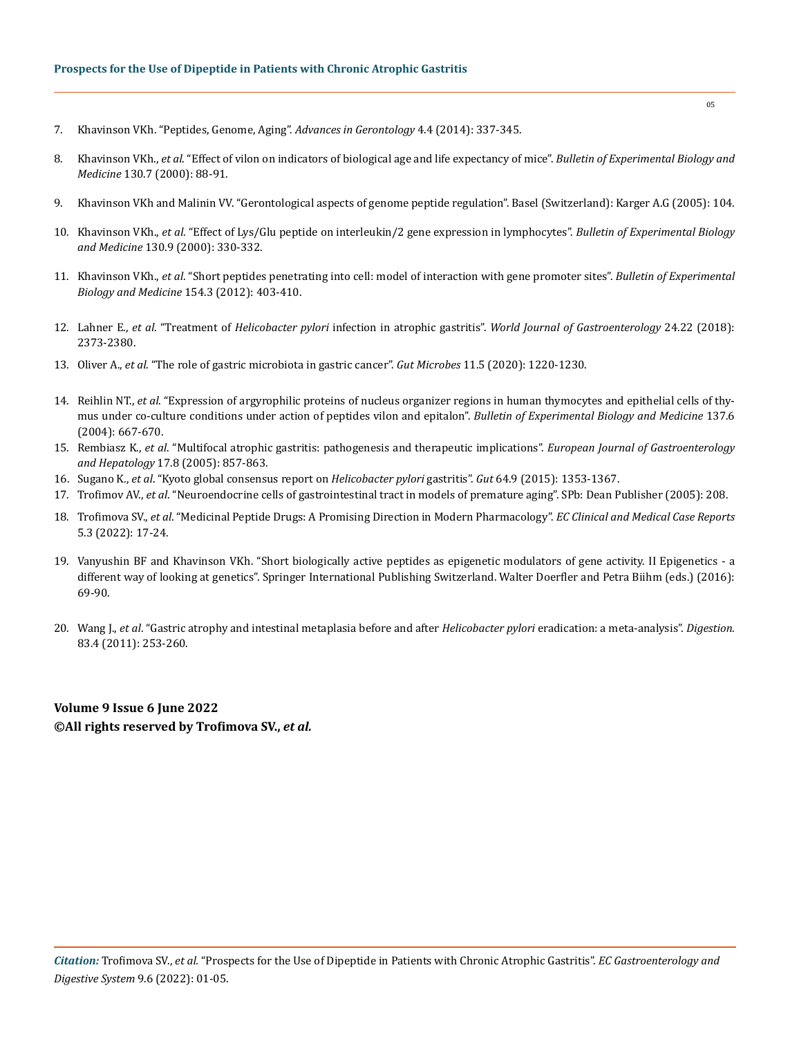7. Khavinson VKh. "Peptides, Genome, Aging". *Advances in Gerontology* 4.4 (2014): 337-345.

8. Khavinson VKh., *et al*. "Effect of vilon on indicators of biological age and life expectancy of mice". *Bulletin of Experimental Biology and Medicine* 130.7 (2000): 88-91.

9. Khavinson VKh and Malinin VV. "Gerontological aspects of genome peptide regulation". Basel (Switzerland): Karger A.G (2005): 104.

10. Khavinson VKh., *et al*. "Effect of Lys/Glu peptide on interleukin/2 gene expression in lymphocytes". *Bulletin of Experimental Biology and Medicine* 130.9 (2000): 330-332.

11. Khavinson VKh., *et al*. "Short peptides penetrating into cell: model of interaction with gene promoter sites". *Bulletin of Experimental Biology and Medicine* 154.3 (2012): 403-410.

12. Lahner E., *et al*. "Treatment of *Helicobacter pylori* infection in atrophic gastritis". *World Journal of Gastroenterology* 24.22 (2018): 2373-2380.

13. Oliver A., *et al*. "The role of gastric microbiota in gastric cancer". *Gut Microbes* 11.5 (2020): 1220-1230.

14. Reihlin NT., *et al*. "Expression of argyrophilic proteins of nucleus organizer regions in human thymocytes and epithelial cells of thymus under co-culture conditions under action of peptides vilon and epitalon". *Bulletin of Experimental Biology and Medicine* 137.6 (2004): 667-670.

15. Rembiasz K., *et al*. "Multifocal atrophic gastritis: pathogenesis and therapeutic implications". *European Journal of Gastroenterology and Hepatology* 17.8 (2005): 857-863.

16. Sugano K., *et al*. "Kyoto global consensus report on *Helicobacter pylori* gastritis". *Gut* 64.9 (2015): 1353-1367.

17. Trofimov AV., *et al*. "Neuroendocrine cells of gastrointestinal tract in models of premature aging". SPb: Dean Publisher (2005): 208.

18. Trofimova SV., *et al*. "Medicinal Peptide Drugs: A Promising Direction in Modern Pharmacology". *EC Clinical and Medical Case Reports* 5.3 (2022): 17-24.

19. Vanyushin BF and Khavinson VKh. "Short biologically active peptides as epigenetic modulators of gene activity. II Epigenetics - a different way of looking at genetics". Springer International Publishing Switzerland. Walter Doerfler and Petra Biihm (eds.) (2016): 69-90.

20. Wang J., *et al*. "Gastric atrophy and intestinal metaplasia before and after *Helicobacter pylori* eradication: a meta-analysis". *Digestion.* 83.4 (2011): 253-260.

**Volume 9 Issue 6 June 2022**
**©All rights reserved by Trofimova SV., *et al.***